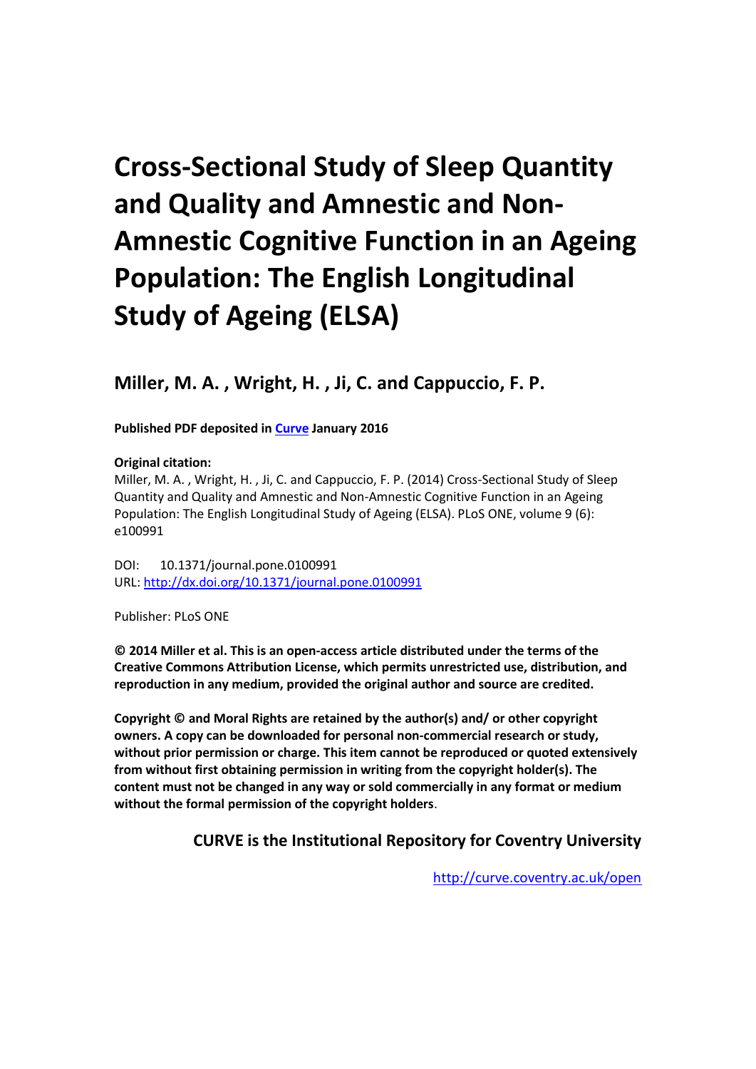# Cross-Sectional Study of Sleep Quantity and Quality and Amnestic and Non-Amnestic Cognitive Function in an Ageing Population: The English Longitudinal Study of Ageing (ELSA)

## Miller, M. A. , Wright, H. , Ji, C. and Cappuccio, F. P.

**Published PDF deposited in Curve January 2016**

**Original citation:**
Miller, M. A. , Wright, H. , Ji, C. and Cappuccio, F. P. (2014) Cross-Sectional Study of Sleep Quantity and Quality and Amnestic and Non-Amnestic Cognitive Function in an Ageing Population: The English Longitudinal Study of Ageing (ELSA). PLoS ONE, volume 9 (6): e100991

DOI: 10.1371/journal.pone.0100991
URL: http://dx.doi.org/10.1371/journal.pone.0100991

Publisher: PLoS ONE

**© 2014 Miller et al. This is an open-access article distributed under the terms of the Creative Commons Attribution License, which permits unrestricted use, distribution, and reproduction in any medium, provided the original author and source are credited.**

**Copyright © and Moral Rights are retained by the author(s) and/ or other copyright owners. A copy can be downloaded for personal non-commercial research or study, without prior permission or charge. This item cannot be reproduced or quoted extensively from without first obtaining permission in writing from the copyright holder(s). The content must not be changed in any way or sold commercially in any format or medium without the formal permission of the copyright holders.**

**CURVE is the Institutional Repository for Coventry University**

http://curve.coventry.ac.uk/open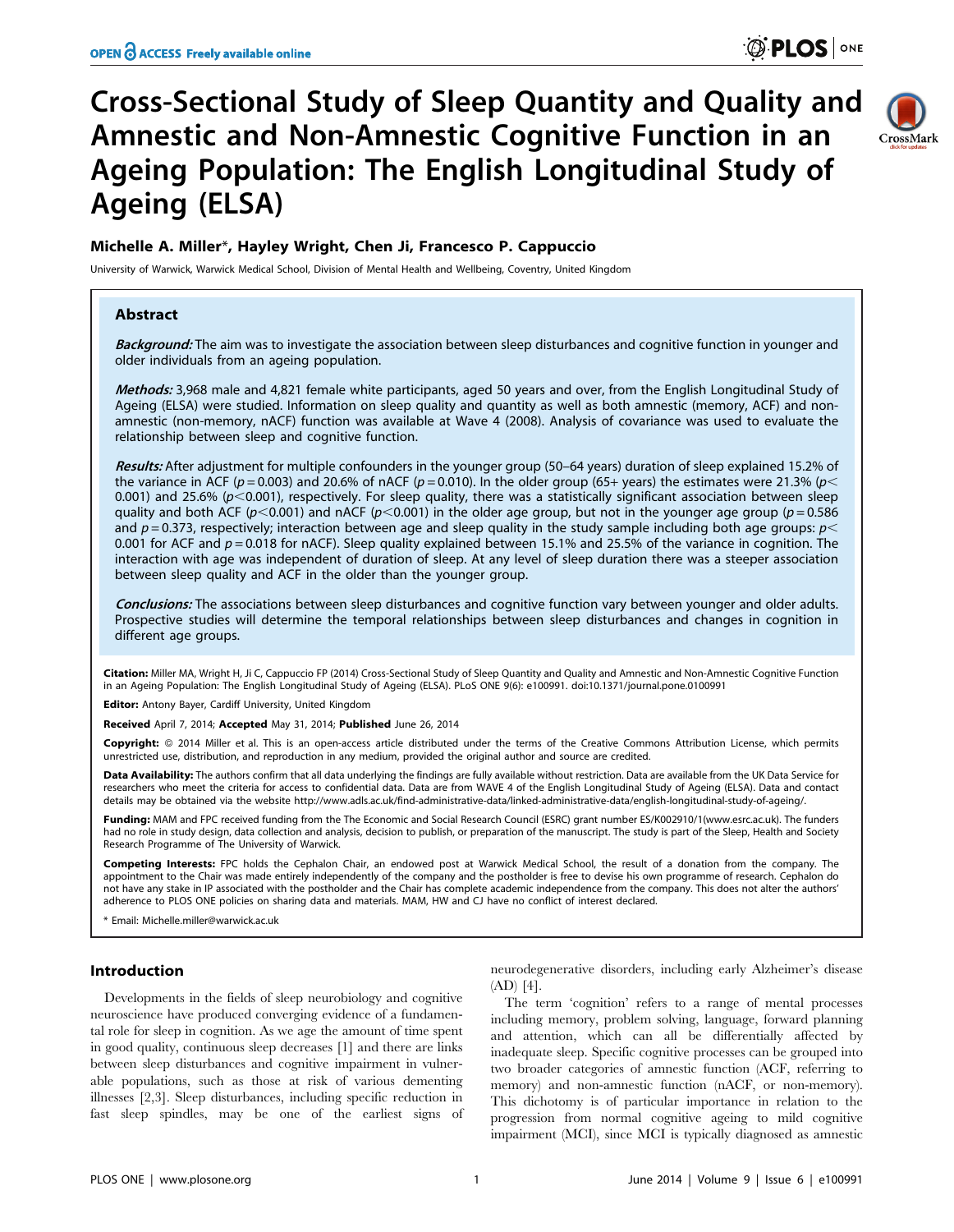# Cross-Sectional Study of Sleep Quantity and Quality and Amnestic and Non-Amnestic Cognitive Function in an Ageing Population: The English Longitudinal Study of Ageing (ELSA)

**Michelle A. Miller\*, Hayley Wright, Chen Ji, Francesco P. Cappuccio**

University of Warwick, Warwick Medical School, Division of Mental Health and Wellbeing, Coventry, United Kingdom

## Abstract

***Background:*** The aim was to investigate the association between sleep disturbances and cognitive function in younger and older individuals from an ageing population.

***Methods:*** 3,968 male and 4,821 female white participants, aged 50 years and over, from the English Longitudinal Study of Ageing (ELSA) were studied. Information on sleep quality and quantity as well as both amnestic (memory, ACF) and non-amnestic (non-memory, nACF) function was available at Wave 4 (2008). Analysis of covariance was used to evaluate the relationship between sleep and cognitive function.

***Results:*** After adjustment for multiple confounders in the younger group (50–64 years) duration of sleep explained 15.2% of the variance in ACF ($p = 0.003$) and 20.6% of nACF ($p = 0.010$). In the older group (65+ years) the estimates were 21.3% ($p < 0.001$) and 25.6% ($p < 0.001$), respectively. For sleep quality, there was a statistically significant association between sleep quality and both ACF ($p < 0.001$) and nACF ($p < 0.001$) in the older age group, but not in the younger age group ($p = 0.586$ and $p = 0.373$, respectively; interaction between age and sleep quality in the study sample including both age groups: $p < 0.001$ for ACF and $p = 0.018$ for nACF). Sleep quality explained between 15.1% and 25.5% of the variance in cognition. The interaction with age was independent of duration of sleep. At any level of sleep duration there was a steeper association between sleep quality and ACF in the older than the younger group.

***Conclusions:*** The associations between sleep disturbances and cognitive function vary between younger and older adults. Prospective studies will determine the temporal relationships between sleep disturbances and changes in cognition in different age groups.

**Citation:** Miller MA, Wright H, Ji C, Cappuccio FP (2014) Cross-Sectional Study of Sleep Quantity and Quality and Amnestic and Non-Amnestic Cognitive Function in an Ageing Population: The English Longitudinal Study of Ageing (ELSA). PLoS ONE 9(6): e100991. doi:10.1371/journal.pone.0100991

**Editor:** Antony Bayer, Cardiff University, United Kingdom

**Received** April 7, 2014; **Accepted** May 31, 2014; **Published** June 26, 2014

**Copyright:** © 2014 Miller et al. This is an open-access article distributed under the terms of the Creative Commons Attribution License, which permits unrestricted use, distribution, and reproduction in any medium, provided the original author and source are credited.

**Data Availability:** The authors confirm that all data underlying the findings are fully available without restriction. Data are available from the UK Data Service for researchers who meet the criteria for access to confidential data. Data are from WAVE 4 of the English Longitudinal Study of Ageing (ELSA). Data and contact details may be obtained via the website http://www.adls.ac.uk/find-administrative-data/linked-administrative-data/english-longitudinal-study-of-ageing/.

**Funding:** MAM and FPC received funding from the The Economic and Social Research Council (ESRC) grant number ES/K002910/1(www.esrc.ac.uk). The funders had no role in study design, data collection and analysis, decision to publish, or preparation of the manuscript. The study is part of the Sleep, Health and Society Research Programme of The University of Warwick.

**Competing Interests:** FPC holds the Cephalon Chair, an endowed post at Warwick Medical School, the result of a donation from the company. The appointment to the Chair was made entirely independently of the company and the postholder is free to devise his own programme of research. Cephalon do not have any stake in IP associated with the postholder and the Chair has complete academic independence from the company. This does not alter the authors' adherence to PLOS ONE policies on sharing data and materials. MAM, HW and CJ have no conflict of interest declared.

\* Email: Michelle.miller@warwick.ac.uk

## Introduction

Developments in the fields of sleep neurobiology and cognitive neuroscience have produced converging evidence of a fundamental role for sleep in cognition. As we age the amount of time spent in good quality, continuous sleep decreases [1] and there are links between sleep disturbances and cognitive impairment in vulnerable populations, such as those at risk of various dementing illnesses [2,3]. Sleep disturbances, including specific reduction in fast sleep spindles, may be one of the earliest signs of neurodegenerative disorders, including early Alzheimer's disease (AD) [4].

The term 'cognition' refers to a range of mental processes including memory, problem solving, language, forward planning and attention, which can all be differentially affected by inadequate sleep. Specific cognitive processes can be grouped into two broader categories of amnestic function (ACF, referring to memory) and non-amnestic function (nACF, or non-memory). This dichotomy is of particular importance in relation to the progression from normal cognitive ageing to mild cognitive impairment (MCI), since MCI is typically diagnosed as amnestic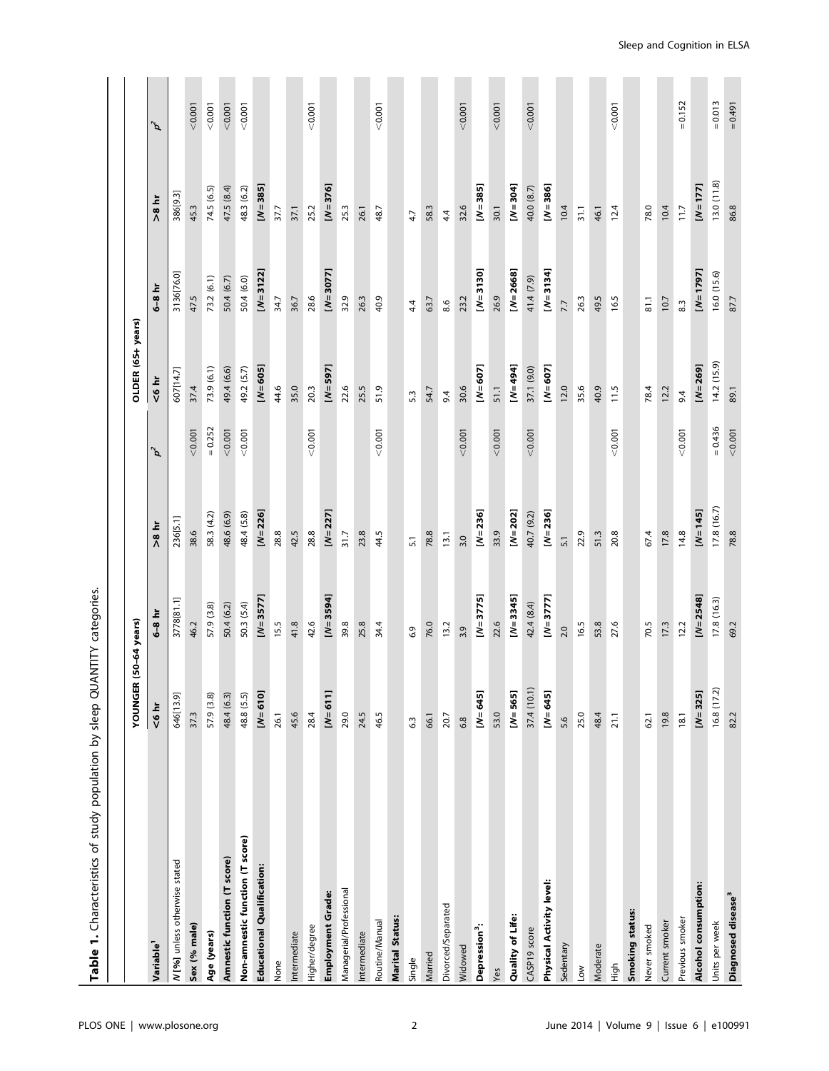**Table 1.** Characteristics of study population by sleep QUANTITY categories.

| Variable[1] | YOUNGER (50–64 years) | | | | OLDER (65+ years) | | | |
|---|---|---|---|---|---|---|---|---|
| | <6 hr | 6–8 hr | >8 hr | $p^2$ | <6 hr | 6–8 hr | >8 hr | $p^2$ |
| *N* [%] unless otherwise stated | 646[13.9] | 3778[81.1] | 236[5.1] | | 607[14.7] | 3136[76.0] | 386[9.3] | |
| **Sex (% male)** | 37.3 | 46.2 | 38.6 | <0.001 | 37.4 | 47.5 | 45.3 | <0.001 |
| **Age (years)** | 57.9 (3.8) | 57.9 (3.8) | 58.3 (4.2) | =0.252 | 73.9 (6.1) | 73.2 (6.1) | 74.5 (6.5) | <0.001 |
| **Amnestic function (T score)** | 48.4 (6.3) | 50.4 (6.2) | 48.6 (6.9) | <0.001 | 49.4 (6.6) | 50.4 (6.7) | 47.5 (8.4) | <0.001 |
| **Non-amnestic function (T score)** | 48.8 (5.5) | 50.3 (5.4) | 48.4 (5.8) | <0.001 | 49.2 (5.7) | 50.4 (6.0) | 48.3 (6.2) | <0.001 |
| **Educational Qualification:** | [*N* = 610] | [*N* = 3577] | [*N* = 226] | | [*N* = 605] | [*N* = 3122] | [*N* = 385] | |
| None | 26.1 | 15.5 | 28.8 | | 44.6 | 34.7 | 37.7 | |
| Intermediate | 45.6 | 41.8 | 42.5 | | 35.0 | 36.7 | 37.1 | |
| Higher/degree | 28.4 | 42.6 | 28.8 | <0.001 | 20.3 | 28.6 | 25.2 | <0.001 |
| **Employment Grade:** | [*N* = 611] | [*N* = 3594] | [*N* = 227] | | [*N* = 597] | [*N* = 3077] | [*N* = 376] | |
| Managerial/Professional | 29.0 | 39.8 | 31.7 | | 22.6 | 32.9 | 25.3 | |
| Intermediate | 24.5 | 25.8 | 23.8 | | 25.5 | 26.3 | 26.1 | |
| Routine/Manual | 46.5 | 34.4 | 44.5 | <0.001 | 51.9 | 40.9 | 48.7 | <0.001 |
| **Marital Status:** | | | | | | | | |
| Single | 6.3 | 6.9 | 5.1 | | 5.3 | 4.4 | 4.7 | |
| Married | 66.1 | 76.0 | 78.8 | | 54.7 | 63.7 | 58.3 | |
| Divorced/Separated | 20.7 | 13.2 | 13.1 | | 9.4 | 8.6 | 4.4 | |
| Widowed | 6.8 | 3.9 | 3.0 | <0.001 | 30.6 | 23.2 | 32.6 | <0.001 |
| **Depression[3]:** | [*N* = 645] | [*N* = 3775] | [*N* = 236] | | [*N* = 607] | [*N* = 3130] | [*N* = 385] | |
| Yes | 53.0 | 22.6 | 33.9 | <0.001 | 51.1 | 26.9 | 30.1 | <0.001 |
| **Quality of Life:** | [*N* = 565] | [*N* = 3345] | [*N* = 202] | | [*N* = 494] | [*N* = 2668] | [*N* = 304] | |
| CASP19 score | 37.4 (10.1) | 42.4 (8.4) | 40.7 (9.2) | <0.001 | 37.1 (9.0) | 41.4 (7.9) | 40.0 (8.7) | <0.001 |
| **Physical Activity level:** | [*N* = 645] | [*N* = 3777] | [*N* = 236] | | [*N* = 607] | [*N* = 3134] | [*N* = 386] | |
| Sedentary | 5.6 | 2.0 | 5.1 | | 12.0 | 7.7 | 10.4 | |
| Low | 25.0 | 16.5 | 22.9 | | 35.6 | 26.3 | 31.1 | |
| Moderate | 48.4 | 53.8 | 51.3 | | 40.9 | 49.5 | 46.1 | |
| High | 21.1 | 27.6 | 20.8 | <0.001 | 11.5 | 16.5 | 12.4 | <0.001 |
| **Smoking status:** | | | | | | | | |
| Never smoked | 62.1 | 70.5 | 67.4 | | 78.4 | 81.1 | 78.0 | |
| Current smoker | 19.8 | 17.3 | 17.8 | | 12.2 | 10.7 | 10.4 | |
| Previous smoker | 18.1 | 12.2 | 14.8 | <0.001 | 9.4 | 8.3 | 11.7 | =0.152 |
| **Alcohol consumption:** | [*N* = 325] | [*N* = 2548] | [*N* = 145] | | [*N* = 269] | [*N* = 1797] | [*N* = 177] | |
| Units per week | 16.8 (17.2) | 17.8 (16.3) | 17.8 (16.7) | =0.436 | 14.2 (15.9) | 16.0 (15.6) | 13.0 (11.8) | =0.013 |
| **Diagnosed disease[3]** | 82.2 | 69.2 | 78.8 | <0.001 | 89.1 | 87.7 | 86.8 | =0.491 |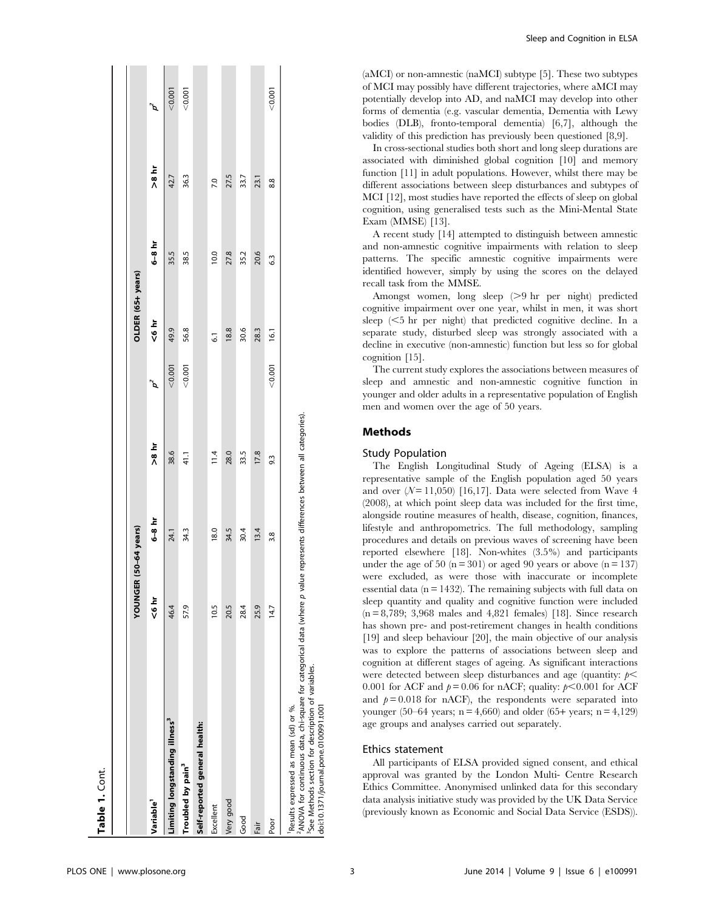**Table 1.** Cont.

| Variable[1] | YOUNGER (50–64 years) | | | | OLDER (65+ years) | | | |
|---|---|---|---|---|---|---|---|---|
| | <6 hr | 6–8 hr | >8 hr | $p^2$ | <6 hr | 6–8 hr | >8 hr | $p^2$ |
| Limiting longstanding illness[3] | 46.4 | 24.1 | 38.6 | <0.001 | 49.9 | 35.5 | 42.7 | <0.001 |
| Troubled by pain[3] | 57.9 | 34.3 | 41.1 | <0.001 | 56.8 | 38.5 | 36.3 | <0.001 |
| **Self-reported general health:** | | | | | | | | |
| Excellent | 10.5 | 18.0 | 11.4 | | 6.1 | 10.0 | 7.0 | |
| Very good | 20.5 | 34.5 | 28.0 | | 18.8 | 27.8 | 27.5 | |
| Good | 28.4 | 30.4 | 33.5 | | 30.6 | 35.2 | 33.7 | |
| Fair | 25.9 | 13.4 | 17.8 | | 28.3 | 20.6 | 23.1 | |
| Poor | 14.7 | 3.8 | 9.3 | <0.001 | 16.1 | 6.3 | 8.8 | <0.001 |

[1]Results expressed as mean (sd) or %.
[2]ANOVA for continuous data, chi-square for categorical data (where *p* value represents differences between all categories).
[3]See Methods section for description of variables.
doi:10.1371/journal.pone.0100991.t001

(aMCI) or non-amnestic (naMCI) subtype [5]. These two subtypes of MCI may possibly have different trajectories, where aMCI may potentially develop into AD, and naMCI may develop into other forms of dementia (e.g. vascular dementia, Dementia with Lewy bodies (DLB), fronto-temporal dementia) [6,7], although the validity of this prediction has previously been questioned [8,9].

In cross-sectional studies both short and long sleep durations are associated with diminished global cognition [10] and memory function [11] in adult populations. However, whilst there may be different associations between sleep disturbances and subtypes of MCI [12], most studies have reported the effects of sleep on global cognition, using generalised tests such as the Mini-Mental State Exam (MMSE) [13].

A recent study [14] attempted to distinguish between amnestic and non-amnestic cognitive impairments with relation to sleep patterns. The specific amnestic cognitive impairments were identified however, simply by using the scores on the delayed recall task from the MMSE.

Amongst women, long sleep (>9 hr per night) predicted cognitive impairment over one year, whilst in men, it was short sleep (<5 hr per night) that predicted cognitive decline. In a separate study, disturbed sleep was strongly associated with a decline in executive (non-amnestic) function but less so for global cognition [15].

The current study explores the associations between measures of sleep and amnestic and non-amnestic cognitive function in younger and older adults in a representative population of English men and women over the age of 50 years.

## Methods

### Study Population

The English Longitudinal Study of Ageing (ELSA) is a representative sample of the English population aged 50 years and over ($N = 11{,}050$) [16,17]. Data were selected from Wave 4 (2008), at which point sleep data was included for the first time, alongside routine measures of health, disease, cognition, finances, lifestyle and anthropometrics. The full methodology, sampling procedures and details on previous waves of screening have been reported elsewhere [18]. Non-whites (3.5%) and participants under the age of 50 (n = 301) or aged 90 years or above (n = 137) were excluded, as were those with inaccurate or incomplete essential data (n = 1432). The remaining subjects with full data on sleep quantity and quality and cognitive function were included (n = 8,789; 3,968 males and 4,821 females) [18]. Since research has shown pre- and post-retirement changes in health conditions [19] and sleep behaviour [20], the main objective of our analysis was to explore the patterns of associations between sleep and cognition at different stages of ageing. As significant interactions were detected between sleep disturbances and age (quantity: $p < 0.001$ for ACF and $p = 0.06$ for nACF; quality: $p < 0.001$ for ACF and $p = 0.018$ for nACF), the respondents were separated into younger (50–64 years; n = 4,660) and older (65+ years; n = 4,129) age groups and analyses carried out separately.

### Ethics statement

All participants of ELSA provided signed consent, and ethical approval was granted by the London Multi- Centre Research Ethics Committee. Anonymised unlinked data for this secondary data analysis initiative study was provided by the UK Data Service (previously known as Economic and Social Data Service (ESDS)).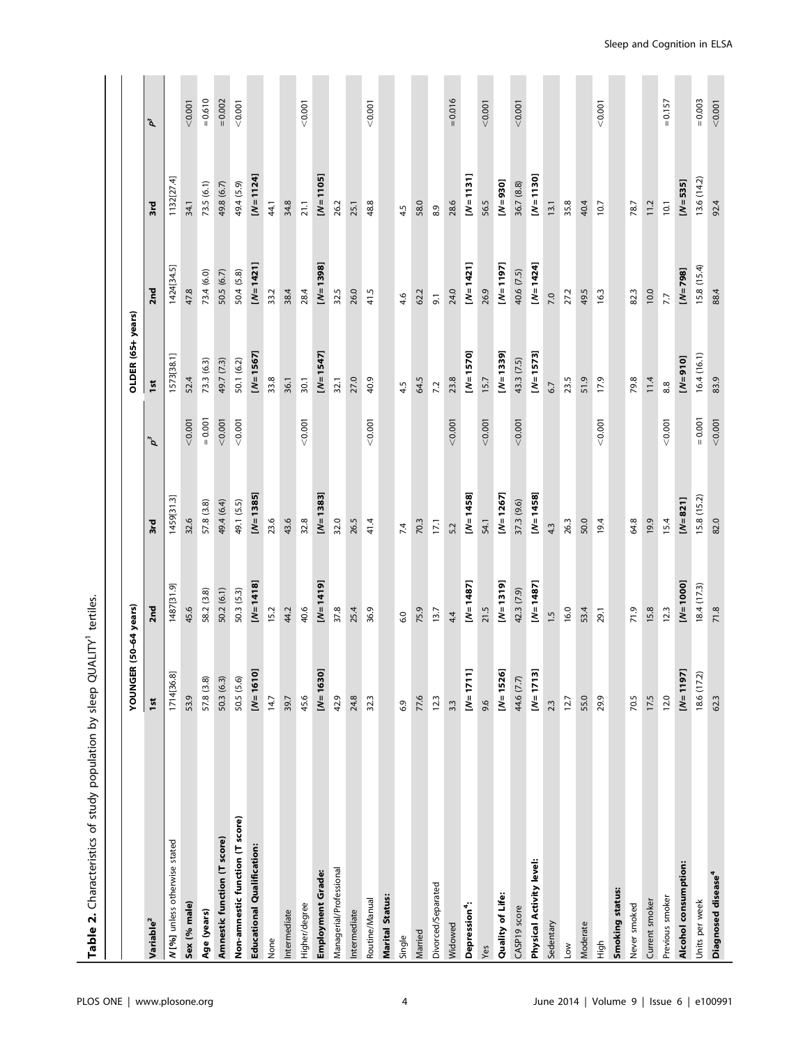**Table 2.** Characteristics of study population by sleep QUALITY[1] tertiles.

| Variable[2] | YOUNGER (50–64 years) | | | | OLDER (65+ years) | | | |
|---|---|---|---|---|---|---|---|---|
| | 1st | 2nd | 3rd | $p^3$ | 1st | 2nd | 3rd | $p^3$ |
| *N* [%] unless otherwise stated | 1714[36.8] | 1487[31.9] | 1459[31.3] | | 1573[38.1] | 1424[34.5] | 1132[27.4] | |
| **Sex (% male)** | 53.9 | 45.6 | 32.6 | <0.001 | 52.4 | 47.8 | 34.1 | <0.001 |
| **Age (years)** | 57.8 (3.8) | 58.2 (3.8) | 57.8 (3.8) | = 0.001 | 73.3 (6.3) | 73.4 (6.0) | 73.5 (6.1) | = 0.610 |
| **Amnestic function (T score)** | 50.3 (6.3) | 50.2 (6.1) | 49.4 (6.4) | <0.001 | 49.7 (7.3) | 50.5 (6.7) | 49.8 (6.7) | = 0.002 |
| **Non-amnestic function (T score)** | 50.5 (5.6) | 50.3 (5.3) | 49.1 (5.5) | <0.001 | 50.1 (6.2) | 50.4 (5.8) | 49.4 (5.9) | <0.001 |
| **Educational Qualification:** | [*N* = 1610] | [*N* = 1418] | [*N* = 1385] | | [*N* = 1567] | [*N* = 1421] | [*N* = 1124] | |
| None | 14.7 | 15.2 | 23.6 | | 33.8 | 33.2 | 44.1 | |
| Intermediate | 39.7 | 44.2 | 43.6 | | 36.1 | 38.4 | 34.8 | |
| Higher/degree | 45.6 | 40.6 | 32.8 | <0.001 | 30.1 | 28.4 | 21.1 | <0.001 |
| **Employment Grade:** | [*N* = 1630] | [*N* = 1419] | [*N* = 1383] | | [*N* = 1547] | [*N* = 1398] | [*N* = 1105] | |
| Managerial/Professional | 42.9 | 37.8 | 32.0 | | 32.1 | 32.5 | 26.2 | |
| Intermediate | 24.8 | 25.4 | 26.5 | | 27.0 | 26.0 | 25.1 | |
| Routine/Manual | 32.3 | 36.9 | 41.4 | <0.001 | 40.9 | 41.5 | 48.8 | <0.001 |
| **Marital Status:** | | | | | | | | |
| Single | 6.9 | 6.0 | 7.4 | | 4.5 | 4.6 | 4.5 | |
| Married | 77.6 | 75.9 | 70.3 | | 64.5 | 62.2 | 58.0 | |
| Divorced/Separated | 12.3 | 13.7 | 17.1 | | 7.2 | 9.1 | 8.9 | |
| Widowed | 3.3 | 4.4 | 5.2 | <0.001 | 23.8 | 24.0 | 28.6 | = 0.016 |
| **Depression[4]:** | [*N* = 1711] | [*N* = 1487] | [*N* = 1458] | | [*N* = 1570] | [*N* = 1421] | [*N* = 1131] | |
| Yes | 9.6 | 21.5 | 54.1 | <0.001 | 15.7 | 26.9 | 56.5 | <0.001 |
| **Quality of Life:** | [*N* = 1526] | [*N* = 1319] | [*N* = 1267] | | [*N* = 1339] | [*N* = 1197] | [*N* = 930] | |
| CASP19 score | 44.6 (7.7) | 42.3 (7.9) | 37.3 (9.6) | <0.001 | 43.3 (7.5) | 40.6 (7.5) | 36.7 (8.8) | <0.001 |
| **Physical Activity level:** | [*N* = 1713] | [*N* = 1487] | [*N* = 1458] | | [*N* = 1573] | [*N* = 1424] | [*N* = 1130] | |
| Sedentary | 2.3 | 1.5 | 4.3 | | 6.7 | 7.0 | 13.1 | |
| Low | 12.7 | 16.0 | 26.3 | | 23.5 | 27.2 | 35.8 | |
| Moderate | 55.0 | 53.4 | 50.0 | | 51.9 | 49.5 | 40.4 | |
| High | 29.9 | 29.1 | 19.4 | <0.001 | 17.9 | 16.3 | 10.7 | <0.001 |
| **Smoking status:** | | | | | | | | |
| Never smoked | 70.5 | 71.9 | 64.8 | | 79.8 | 82.3 | 78.7 | |
| Current smoker | 17.5 | 15.8 | 19.9 | | 11.4 | 10.0 | 11.2 | |
| Previous smoker | 12.0 | 12.3 | 15.4 | <0.001 | 8.8 | 7.7 | 10.1 | = 0.157 |
| **Alcohol consumption:** | [*N* = 1197] | [*N* = 1000] | [*N* = 821] | | [*N* = 910] | [*N* = 798] | [*N* = 535] | |
| Units per week | 18.6 (17.2) | 18.4 (17.3) | 15.8 (15.2) | = 0.001 | 16.4 (16.1) | 15.8 (15.4) | 13.6 (14.2) | = 0.003 |
| **Diagnosed disease[4]** | 62.3 | 71.8 | 82.0 | <0.001 | 83.9 | 88.4 | 92.4 | <0.001 |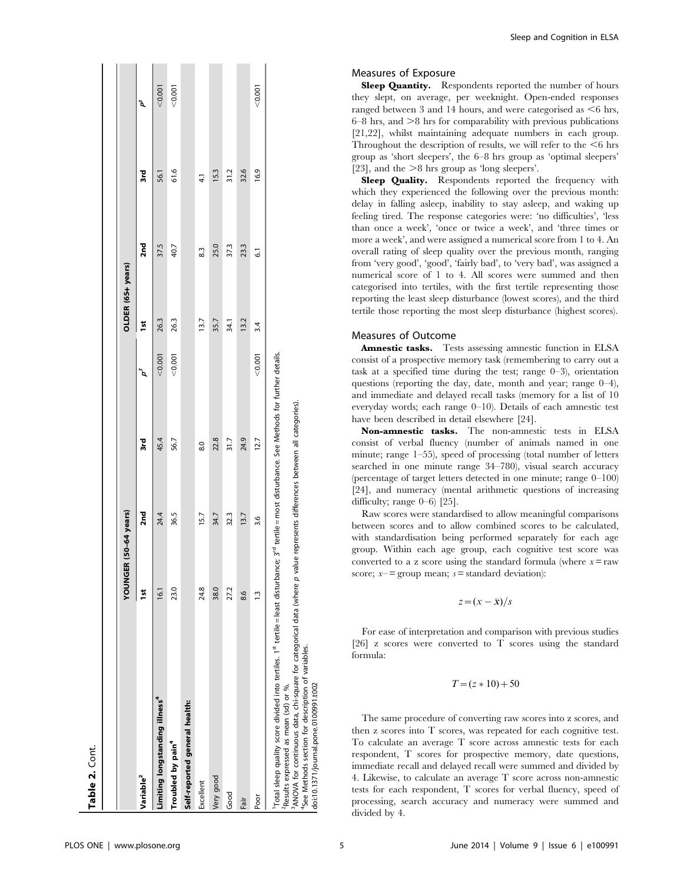**Table 2.** Cont.

| Variable[2] | YOUNGER (50–64 years) | | | | OLDER (65+ years) | | | |
|---|---|---|---|---|---|---|---|---|
| | 1st | 2nd | 3rd | $p^3$ | 1st | 2nd | 3rd | $p^3$ |
| **Limiting longstanding illness[4]** | 16.1 | 24.4 | 45.4 | <0.001 | 26.3 | 37.5 | 56.1 | <0.001 |
| **Troubled by pain[4]** | 23.0 | 36.5 | 56.7 | <0.001 | 26.3 | 40.7 | 61.6 | <0.001 |
| **Self-reported general health:** | | | | | | | | |
| Excellent | 24.8 | 15.7 | 8.0 | | 13.7 | 8.3 | 4.1 | |
| Very good | 38.0 | 34.7 | 22.8 | | 35.7 | 25.0 | 15.3 | |
| Good | 27.2 | 32.3 | 31.7 | | 34.1 | 37.3 | 31.2 | |
| Fair | 8.6 | 13.7 | 24.9 | | 13.2 | 23.3 | 32.6 | |
| Poor | 1.3 | 3.6 | 12.7 | <0.001 | 3.4 | 6.1 | 16.9 | <0.001 |

[1]Total sleep quality score divided into tertiles. 1st tertile = least disturbance; 3rd tertile = most disturbance. See Methods for further details.
[2]Results expressed as mean (sd) or %.
[3]ANOVA for continuous data, chi-square for categorical data (where p value represents differences between all categories).
[4]See Methods section for description of variables.
doi:10.1371/journal.pone.0100991.t002

## Measures of Exposure

**Sleep Quantity.** Respondents reported the number of hours they slept, on average, per weeknight. Open-ended responses ranged between 3 and 14 hours, and were categorised as <6 hrs, 6–8 hrs, and >8 hrs for comparability with previous publications [21,22], whilst maintaining adequate numbers in each group. Throughout the description of results, we will refer to the <6 hrs group as 'short sleepers', the 6–8 hrs group as 'optimal sleepers' [23], and the >8 hrs group as 'long sleepers'.

**Sleep Quality.** Respondents reported the frequency with which they experienced the following over the previous month: delay in falling asleep, inability to stay asleep, and waking up feeling tired. The response categories were: 'no difficulties', 'less than once a week', 'once or twice a week', and 'three times or more a week', and were assigned a numerical score from 1 to 4. An overall rating of sleep quality over the previous month, ranging from 'very good', 'good', 'fairly bad', to 'very bad', was assigned a numerical score of 1 to 4. All scores were summed and then categorised into tertiles, with the first tertile representing those reporting the least sleep disturbance (lowest scores), and the third tertile those reporting the most sleep disturbance (highest scores).

## Measures of Outcome

**Amnestic tasks.** Tests assessing amnestic function in ELSA consist of a prospective memory task (remembering to carry out a task at a specified time during the test; range 0–3), orientation questions (reporting the day, date, month and year; range 0–4), and immediate and delayed recall tasks (memory for a list of 10 everyday words; each range 0–10). Details of each amnestic test have been described in detail elsewhere [24].

**Non-amnestic tasks.** The non-amnestic tests in ELSA consist of verbal fluency (number of animals named in one minute; range 1–55), speed of processing (total number of letters searched in one minute range 34–780), visual search accuracy (percentage of target letters detected in one minute; range 0–100) [24], and numeracy (mental arithmetic questions of increasing difficulty; range 0–6) [25].

Raw scores were standardised to allow meaningful comparisons between scores and to allow combined scores to be calculated, with standardisation being performed separately for each age group. Within each age group, each cognitive test score was converted to a z score using the standard formula (where $x$ = raw score; $\bar{x}$ = group mean; $s$ = standard deviation):

$$z = (x - \bar{x})/s$$

For ease of interpretation and comparison with previous studies [26] z scores were converted to T scores using the standard formula:

$$T = (z * 10) + 50$$

The same procedure of converting raw scores into z scores, and then z scores into T scores, was repeated for each cognitive test. To calculate an average T score across amnestic tests for each respondent, T scores for prospective memory, date questions, immediate recall and delayed recall were summed and divided by 4. Likewise, to calculate an average T score across non-amnestic tests for each respondent, T scores for verbal fluency, speed of processing, search accuracy and numeracy were summed and divided by 4.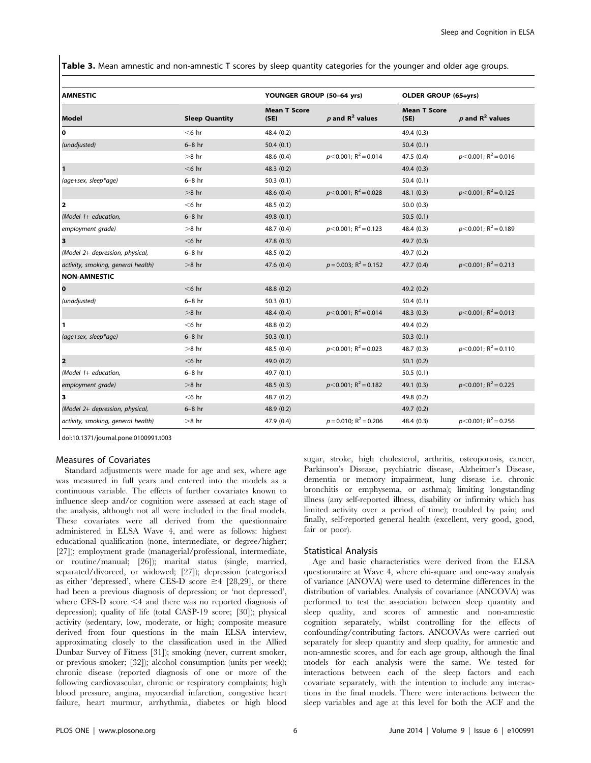**Table 3.** Mean amnestic and non-amnestic T scores by sleep quantity categories for the younger and older age groups.

| **AMNESTIC** | | YOUNGER GROUP (50–64 yrs) | | OLDER GROUP (65+yrs) | |
|---|---|---|---|---|---|
| **Model** | **Sleep Quantity** | **Mean T Score (SE)** | ***p* and $R^2$ values** | **Mean T Score (SE)** | ***p* and $R^2$ values** |
| **0** | <6 hr | 48.4 (0.2) | | 49.4 (0.3) | |
| *(unadjusted)* | 6–8 hr | 50.4 (0.1) | | 50.4 (0.1) | |
| | >8 hr | 48.6 (0.4) | $p<0.001$; $R^2=0.014$ | 47.5 (0.4) | $p<0.001$; $R^2=0.016$ |
| **1** | <6 hr | 48.3 (0.2) | | 49.4 (0.3) | |
| *(age+sex, sleep\*age)* | 6–8 hr | 50.3 (0.1) | | 50.4 (0.1) | |
| | >8 hr | 48.6 (0.4) | $p<0.001$; $R^2=0.028$ | 48.1 (0.3) | $p<0.001$; $R^2=0.125$ |
| **2** | <6 hr | 48.5 (0.2) | | 50.0 (0.3) | |
| *(Model 1+ education,* | 6–8 hr | 49.8 (0.1) | | 50.5 (0.1) | |
| *employment grade)* | >8 hr | 48.7 (0.4) | $p<0.001$; $R^2=0.123$ | 48.4 (0.3) | $p<0.001$; $R^2=0.189$ |
| **3** | <6 hr | 47.8 (0.3) | | 49.7 (0.3) | |
| *(Model 2+ depression, physical,* | 6–8 hr | 48.5 (0.2) | | 49.7 (0.2) | |
| *activity, smoking, general health)* | >8 hr | 47.6 (0.4) | $p=0.003$; $R^2=0.152$ | 47.7 (0.4) | $p<0.001$; $R^2=0.213$ |
| **NON-AMNESTIC** | | | | | |
| **0** | <6 hr | 48.8 (0.2) | | 49.2 (0.2) | |
| *(unadjusted)* | 6–8 hr | 50.3 (0.1) | | 50.4 (0.1) | |
| | >8 hr | 48.4 (0.4) | $p<0.001$; $R^2=0.014$ | 48.3 (0.3) | $p<0.001$; $R^2=0.013$ |
| **1** | <6 hr | 48.8 (0.2) | | 49.4 (0.2) | |
| *(age+sex, sleep\*age)* | 6–8 hr | 50.3 (0.1) | | 50.3 (0.1) | |
| | >8 hr | 48.5 (0.4) | $p<0.001$; $R^2=0.023$ | 48.7 (0.3) | $p<0.001$; $R^2=0.110$ |
| **2** | <6 hr | 49.0 (0.2) | | 50.1 (0.2) | |
| *(Model 1+ education,* | 6–8 hr | 49.7 (0.1) | | 50.5 (0.1) | |
| *employment grade)* | >8 hr | 48.5 (0.3) | $p<0.001$; $R^2=0.182$ | 49.1 (0.3) | $p<0.001$; $R^2=0.225$ |
| **3** | <6 hr | 48.7 (0.2) | | 49.8 (0.2) | |
| *(Model 2+ depression, physical,* | 6–8 hr | 48.9 (0.2) | | 49.7 (0.2) | |
| *activity, smoking, general health)* | >8 hr | 47.9 (0.4) | $p=0.010$; $R^2=0.206$ | 48.4 (0.3) | $p<0.001$; $R^2=0.256$ |

doi:10.1371/journal.pone.0100991.t003

### Measures of Covariates

Standard adjustments were made for age and sex, where age was measured in full years and entered into the models as a continuous variable. The effects of further covariates known to influence sleep and/or cognition were assessed at each stage of the analysis, although not all were included in the final models. These covariates were all derived from the questionnaire administered in ELSA Wave 4, and were as follows: highest educational qualification (none, intermediate, or degree/higher; [27]); employment grade (managerial/professional, intermediate, or routine/manual; [26]); marital status (single, married, separated/divorced, or widowed; [27]); depression (categorised as either 'depressed', where CES-D score ≥4 [28,29], or there had been a previous diagnosis of depression; or 'not depressed', where CES-D score <4 and there was no reported diagnosis of depression); quality of life (total CASP-19 score; [30]); physical activity (sedentary, low, moderate, or high; composite measure derived from four questions in the main ELSA interview, approximating closely to the classification used in the Allied Dunbar Survey of Fitness [31]); smoking (never, current smoker, or previous smoker; [32]); alcohol consumption (units per week); chronic disease (reported diagnosis of one or more of the following cardiovascular, chronic or respiratory complaints; high blood pressure, angina, myocardial infarction, congestive heart failure, heart murmur, arrhythmia, diabetes or high blood sugar, stroke, high cholesterol, arthritis, osteoporosis, cancer, Parkinson's Disease, psychiatric disease, Alzheimer's Disease, dementia or memory impairment, lung disease i.e. chronic bronchitis or emphysema, or asthma); limiting longstanding illness (any self-reported illness, disability or infirmity which has limited activity over a period of time); troubled by pain; and finally, self-reported general health (excellent, very good, good, fair or poor).

### Statistical Analysis

Age and basic characteristics were derived from the ELSA questionnaire at Wave 4, where chi-square and one-way analysis of variance (ANOVA) were used to determine differences in the distribution of variables. Analysis of covariance (ANCOVA) was performed to test the association between sleep quantity and sleep quality, and scores of amnestic and non-amnestic cognition separately, whilst controlling for the effects of confounding/contributing factors. ANCOVAs were carried out separately for sleep quantity and sleep quality, for amnestic and non-amnestic scores, and for each age group, although the final models for each analysis were the same. We tested for interactions between each of the sleep factors and each covariate separately, with the intention to include any interactions in the final models. There were interactions between the sleep variables and age at this level for both the ACF and the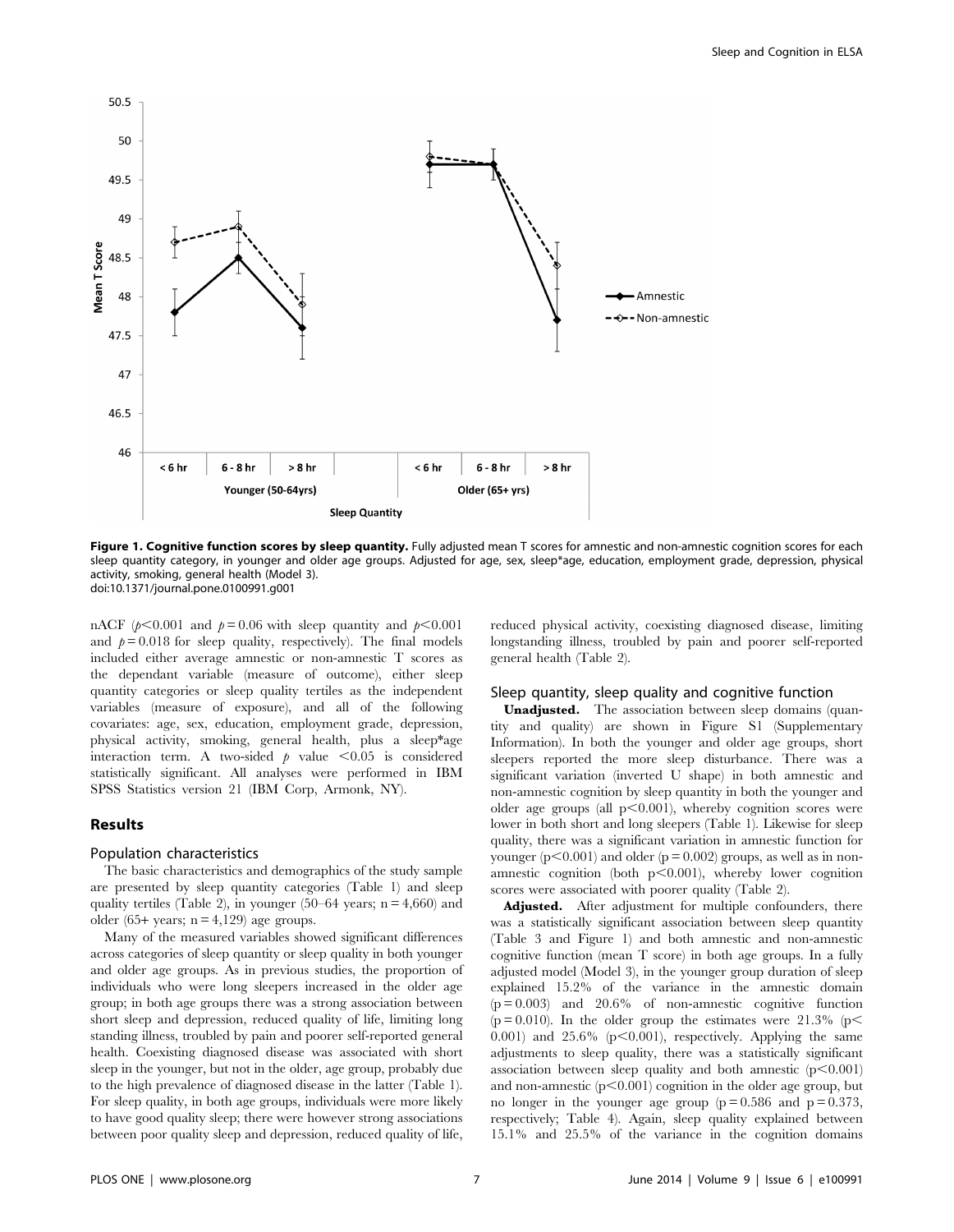**Figure 1. Cognitive function scores by sleep quantity.** Fully adjusted mean T scores for amnestic and non-amnestic cognition scores for each sleep quantity category, in younger and older age groups. Adjusted for age, sex, sleep*age, education, employment grade, depression, physical activity, smoking, general health (Model 3).
doi:10.1371/journal.pone.0100991.g001

nACF ($p<0.001$ and $p = 0.06$ with sleep quantity and $p<0.001$ and $p = 0.018$ for sleep quality, respectively). The final models included either average amnestic or non-amnestic T scores as the dependant variable (measure of outcome), either sleep quantity categories or sleep quality tertiles as the independent variables (measure of exposure), and all of the following covariates: age, sex, education, employment grade, depression, physical activity, smoking, general health, plus a sleep*age interaction term. A two-sided $p$ value $<0.05$ is considered statistically significant. All analyses were performed in IBM SPSS Statistics version 21 (IBM Corp, Armonk, NY).

## Results

### Population characteristics

The basic characteristics and demographics of the study sample are presented by sleep quantity categories (Table 1) and sleep quality tertiles (Table 2), in younger (50–64 years; n = 4,660) and older (65+ years; n = 4,129) age groups.

Many of the measured variables showed significant differences across categories of sleep quantity or sleep quality in both younger and older age groups. As in previous studies, the proportion of individuals who were long sleepers increased in the older age group; in both age groups there was a strong association between short sleep and depression, reduced quality of life, limiting long standing illness, troubled by pain and poorer self-reported general health. Coexisting diagnosed disease was associated with short sleep in the younger, but not in the older, age group, probably due to the high prevalence of diagnosed disease in the latter (Table 1). For sleep quality, in both age groups, individuals were more likely to have good quality sleep; there were however strong associations between poor quality sleep and depression, reduced quality of life, reduced physical activity, coexisting diagnosed disease, limiting longstanding illness, troubled by pain and poorer self-reported general health (Table 2).

### Sleep quantity, sleep quality and cognitive function

**Unadjusted.** The association between sleep domains (quantity and quality) are shown in Figure S1 (Supplementary Information). In both the younger and older age groups, short sleepers reported the more sleep disturbance. There was a significant variation (inverted U shape) in both amnestic and non-amnestic cognition by sleep quantity in both the younger and older age groups (all $p<0.001$), whereby cognition scores were lower in both short and long sleepers (Table 1). Likewise for sleep quality, there was a significant variation in amnestic function for younger ($p<0.001$) and older ($p = 0.002$) groups, as well as in non-amnestic cognition (both $p<0.001$), whereby lower cognition scores were associated with poorer quality (Table 2).

**Adjusted.** After adjustment for multiple confounders, there was a statistically significant association between sleep quantity (Table 3 and Figure 1) and both amnestic and non-amnestic cognitive function (mean T score) in both age groups. In a fully adjusted model (Model 3), in the younger group duration of sleep explained 15.2% of the variance in the amnestic domain ($p = 0.003$) and 20.6% of non-amnestic cognitive function ($p = 0.010$). In the older group the estimates were 21.3% ($p<0.001$) and 25.6% ($p<0.001$), respectively. Applying the same adjustments to sleep quality, there was a statistically significant association between sleep quality and both amnestic ($p<0.001$) and non-amnestic ($p<0.001$) cognition in the older age group, but no longer in the younger age group ($p = 0.586$ and $p = 0.373$, respectively; Table 4). Again, sleep quality explained between 15.1% and 25.5% of the variance in the cognition domains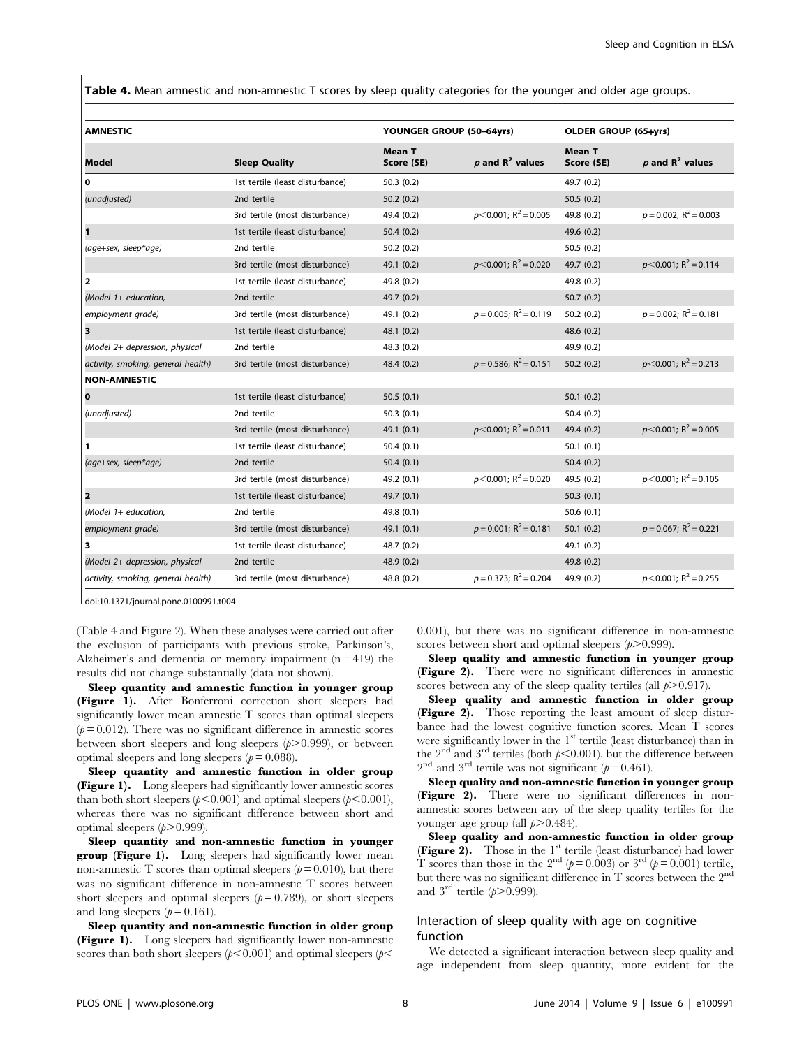**Table 4.** Mean amnestic and non-amnestic T scores by sleep quality categories for the younger and older age groups.

| **AMNESTIC** | | YOUNGER GROUP (50–64yrs) | | OLDER GROUP (65+yrs) | |
|---|---|---|---|---|---|
| **Model** | **Sleep Quality** | **Mean T Score (SE)** | ***p* and $R^2$ values** | **Mean T Score (SE)** | ***p* and $R^2$ values** |
| **0** | 1st tertile (least disturbance) | 50.3 (0.2) | | 49.7 (0.2) | |
| *(unadjusted)* | 2nd tertile | 50.2 (0.2) | | 50.5 (0.2) | |
| | 3rd tertile (most disturbance) | 49.4 (0.2) | $p<0.001$; $R^2=0.005$ | 49.8 (0.2) | $p=0.002$; $R^2=0.003$ |
| **1** | 1st tertile (least disturbance) | 50.4 (0.2) | | 49.6 (0.2) | |
| *(age+sex, sleep\*age)* | 2nd tertile | 50.2 (0.2) | | 50.5 (0.2) | |
| | 3rd tertile (most disturbance) | 49.1 (0.2) | $p<0.001$; $R^2=0.020$ | 49.7 (0.2) | $p<0.001$; $R^2=0.114$ |
| **2** | 1st tertile (least disturbance) | 49.8 (0.2) | | 49.8 (0.2) | |
| *(Model 1+ education,* | 2nd tertile | 49.7 (0.2) | | 50.7 (0.2) | |
| *employment grade)* | 3rd tertile (most disturbance) | 49.1 (0.2) | $p=0.005$; $R^2=0.119$ | 50.2 (0.2) | $p=0.002$; $R^2=0.181$ |
| **3** | 1st tertile (least disturbance) | 48.1 (0.2) | | 48.6 (0.2) | |
| *(Model 2+ depression, physical* | 2nd tertile | 48.3 (0.2) | | 49.9 (0.2) | |
| *activity, smoking, general health)* | 3rd tertile (most disturbance) | 48.4 (0.2) | $p=0.586$; $R^2=0.151$ | 50.2 (0.2) | $p<0.001$; $R^2=0.213$ |
| **NON-AMNESTIC** | | | | | |
| **0** | 1st tertile (least disturbance) | 50.5 (0.1) | | 50.1 (0.2) | |
| *(unadjusted)* | 2nd tertile | 50.3 (0.1) | | 50.4 (0.2) | |
| | 3rd tertile (most disturbance) | 49.1 (0.1) | $p<0.001$; $R^2=0.011$ | 49.4 (0.2) | $p<0.001$; $R^2=0.005$ |
| **1** | 1st tertile (least disturbance) | 50.4 (0.1) | | 50.1 (0.1) | |
| *(age+sex, sleep\*age)* | 2nd tertile | 50.4 (0.1) | | 50.4 (0.2) | |
| | 3rd tertile (most disturbance) | 49.2 (0.1) | $p<0.001$; $R^2=0.020$ | 49.5 (0.2) | $p<0.001$; $R^2=0.105$ |
| **2** | 1st tertile (least disturbance) | 49.7 (0.1) | | 50.3 (0.1) | |
| *(Model 1+ education,* | 2nd tertile | 49.8 (0.1) | | 50.6 (0.1) | |
| *employment grade)* | 3rd tertile (most disturbance) | 49.1 (0.1) | $p=0.001$; $R^2=0.181$ | 50.1 (0.2) | $p=0.067$; $R^2=0.221$ |
| **3** | 1st tertile (least disturbance) | 48.7 (0.2) | | 49.1 (0.2) | |
| *(Model 2+ depression, physical* | 2nd tertile | 48.9 (0.2) | | 49.8 (0.2) | |
| *activity, smoking, general health)* | 3rd tertile (most disturbance) | 48.8 (0.2) | $p=0.373$; $R^2=0.204$ | 49.9 (0.2) | $p<0.001$; $R^2=0.255$ |

doi:10.1371/journal.pone.0100991.t004

(Table 4 and Figure 2). When these analyses were carried out after the exclusion of participants with previous stroke, Parkinson's, Alzheimer's and dementia or memory impairment (n = 419) the results did not change substantially (data not shown).

**Sleep quantity and amnestic function in younger group (Figure 1).** After Bonferroni correction short sleepers had significantly lower mean amnestic T scores than optimal sleepers ($p=0.012$). There was no significant difference in amnestic scores between short sleepers and long sleepers ($p>0.999$), or between optimal sleepers and long sleepers ($p=0.088$).

**Sleep quantity and amnestic function in older group (Figure 1).** Long sleepers had significantly lower amnestic scores than both short sleepers ($p<0.001$) and optimal sleepers ($p<0.001$), whereas there was no significant difference between short and optimal sleepers ($p>0.999$).

**Sleep quantity and non-amnestic function in younger group (Figure 1).** Long sleepers had significantly lower mean non-amnestic T scores than optimal sleepers ($p=0.010$), but there was no significant difference in non-amnestic T scores between short sleepers and optimal sleepers ($p=0.789$), or short sleepers and long sleepers ($p=0.161$).

**Sleep quantity and non-amnestic function in older group (Figure 1).** Long sleepers had significantly lower non-amnestic scores than both short sleepers ($p<0.001$) and optimal sleepers ($p<0.001$), but there was no significant difference in non-amnestic scores between short and optimal sleepers ($p>0.999$).

**Sleep quality and amnestic function in younger group (Figure 2).** There were no significant differences in amnestic scores between any of the sleep quality tertiles (all $p>0.917$).

**Sleep quality and amnestic function in older group (Figure 2).** Those reporting the least amount of sleep disturbance had the lowest cognitive function scores. Mean T scores were significantly lower in the 1st tertile (least disturbance) than in the 2nd and 3rd tertiles (both $p<0.001$), but the difference between 2nd and 3rd tertile was not significant ($p=0.461$).

**Sleep quality and non-amnestic function in younger group (Figure 2).** There were no significant differences in non-amnestic scores between any of the sleep quality tertiles for the younger age group (all $p>0.484$).

**Sleep quality and non-amnestic function in older group (Figure 2).** Those in the 1st tertile (least disturbance) had lower T scores than those in the 2nd ($p=0.003$) or 3rd ($p=0.001$) tertile, but there was no significant difference in T scores between the 2nd and 3rd tertile ($p>0.999$).

## Interaction of sleep quality with age on cognitive function

We detected a significant interaction between sleep quality and age independent from sleep quantity, more evident for the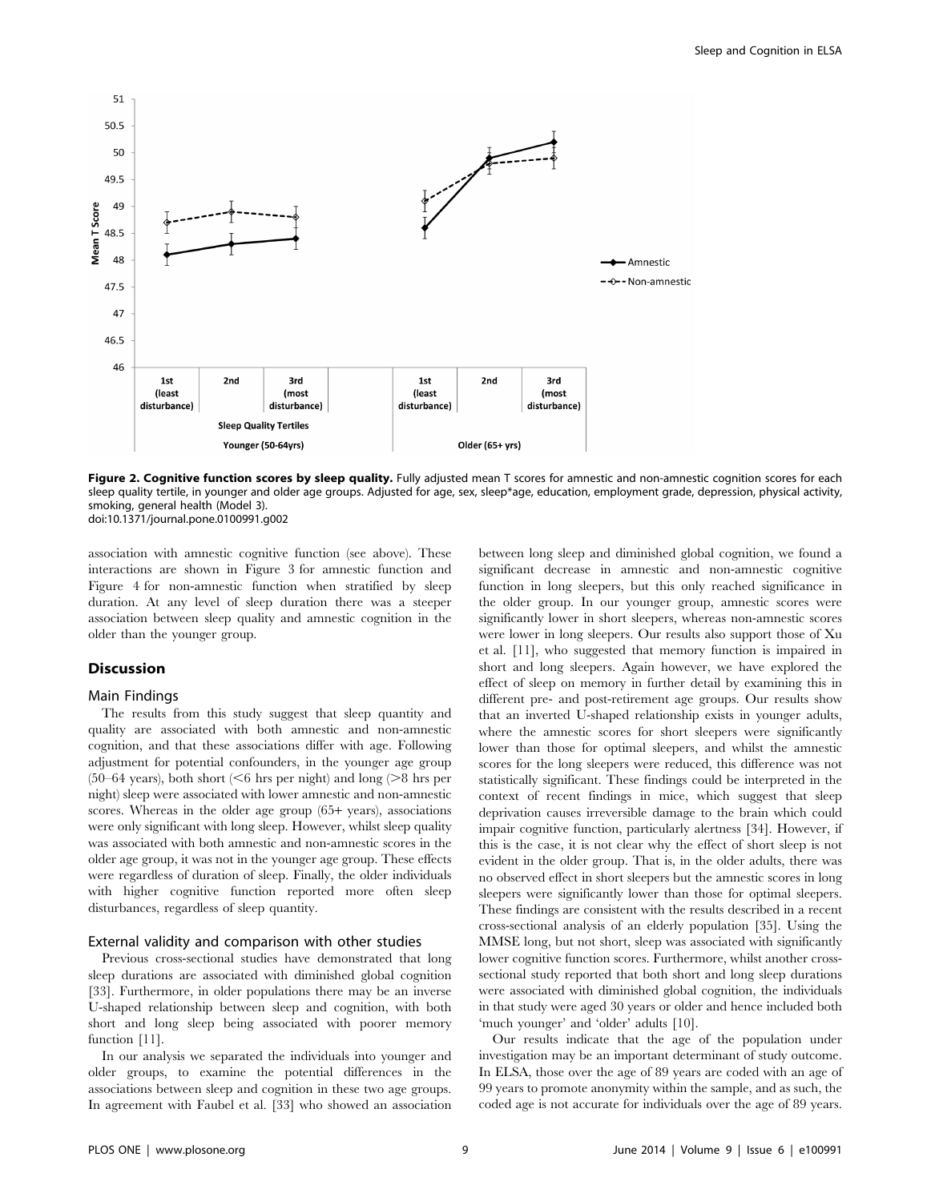**Figure 2. Cognitive function scores by sleep quality.** Fully adjusted mean T scores for amnestic and non-amnestic cognition scores for each sleep quality tertile, in younger and older age groups. Adjusted for age, sex, sleep*age, education, employment grade, depression, physical activity, smoking, general health (Model 3).
doi:10.1371/journal.pone.0100991.g002

association with amnestic cognitive function (see above). These interactions are shown in Figure 3 for amnestic function and Figure 4 for non-amnestic function when stratified by sleep duration. At any level of sleep duration there was a steeper association between sleep quality and amnestic cognition in the older than the younger group.

## Discussion

### Main Findings

The results from this study suggest that sleep quantity and quality are associated with both amnestic and non-amnestic cognition, and that these associations differ with age. Following adjustment for potential confounders, in the younger age group (50–64 years), both short (<6 hrs per night) and long (>8 hrs per night) sleep were associated with lower amnestic and non-amnestic scores. Whereas in the older age group (65+ years), associations were only significant with long sleep. However, whilst sleep quality was associated with both amnestic and non-amnestic scores in the older age group, it was not in the younger age group. These effects were regardless of duration of sleep. Finally, the older individuals with higher cognitive function reported more often sleep disturbances, regardless of sleep quantity.

### External validity and comparison with other studies

Previous cross-sectional studies have demonstrated that long sleep durations are associated with diminished global cognition [33]. Furthermore, in older populations there may be an inverse U-shaped relationship between sleep and cognition, with both short and long sleep being associated with poorer memory function [11].

In our analysis we separated the individuals into younger and older groups, to examine the potential differences in the associations between sleep and cognition in these two age groups. In agreement with Faubel et al. [33] who showed an association between long sleep and diminished global cognition, we found a significant decrease in amnestic and non-amnestic cognitive function in long sleepers, but this only reached significance in the older group. In our younger group, amnestic scores were significantly lower in short sleepers, whereas non-amnestic scores were lower in long sleepers. Our results also support those of Xu et al. [11], who suggested that memory function is impaired in short and long sleepers. Again however, we have explored the effect of sleep on memory in further detail by examining this in different pre- and post-retirement age groups. Our results show that an inverted U-shaped relationship exists in younger adults, where the amnestic scores for short sleepers were significantly lower than those for optimal sleepers, and whilst the amnestic scores for the long sleepers were reduced, this difference was not statistically significant. These findings could be interpreted in the context of recent findings in mice, which suggest that sleep deprivation causes irreversible damage to the brain which could impair cognitive function, particularly alertness [34]. However, if this is the case, it is not clear why the effect of short sleep is not evident in the older group. That is, in the older adults, there was no observed effect in short sleepers but the amnestic scores in long sleepers were significantly lower than those for optimal sleepers. These findings are consistent with the results described in a recent cross-sectional analysis of an elderly population [35]. Using the MMSE long, but not short, sleep was associated with significantly lower cognitive function scores. Furthermore, whilst another cross-sectional study reported that both short and long sleep durations were associated with diminished global cognition, the individuals in that study were aged 30 years or older and hence included both 'much younger' and 'older' adults [10].

Our results indicate that the age of the population under investigation may be an important determinant of study outcome. In ELSA, those over the age of 89 years are coded with an age of 99 years to promote anonymity within the sample, and as such, the coded age is not accurate for individuals over the age of 89 years.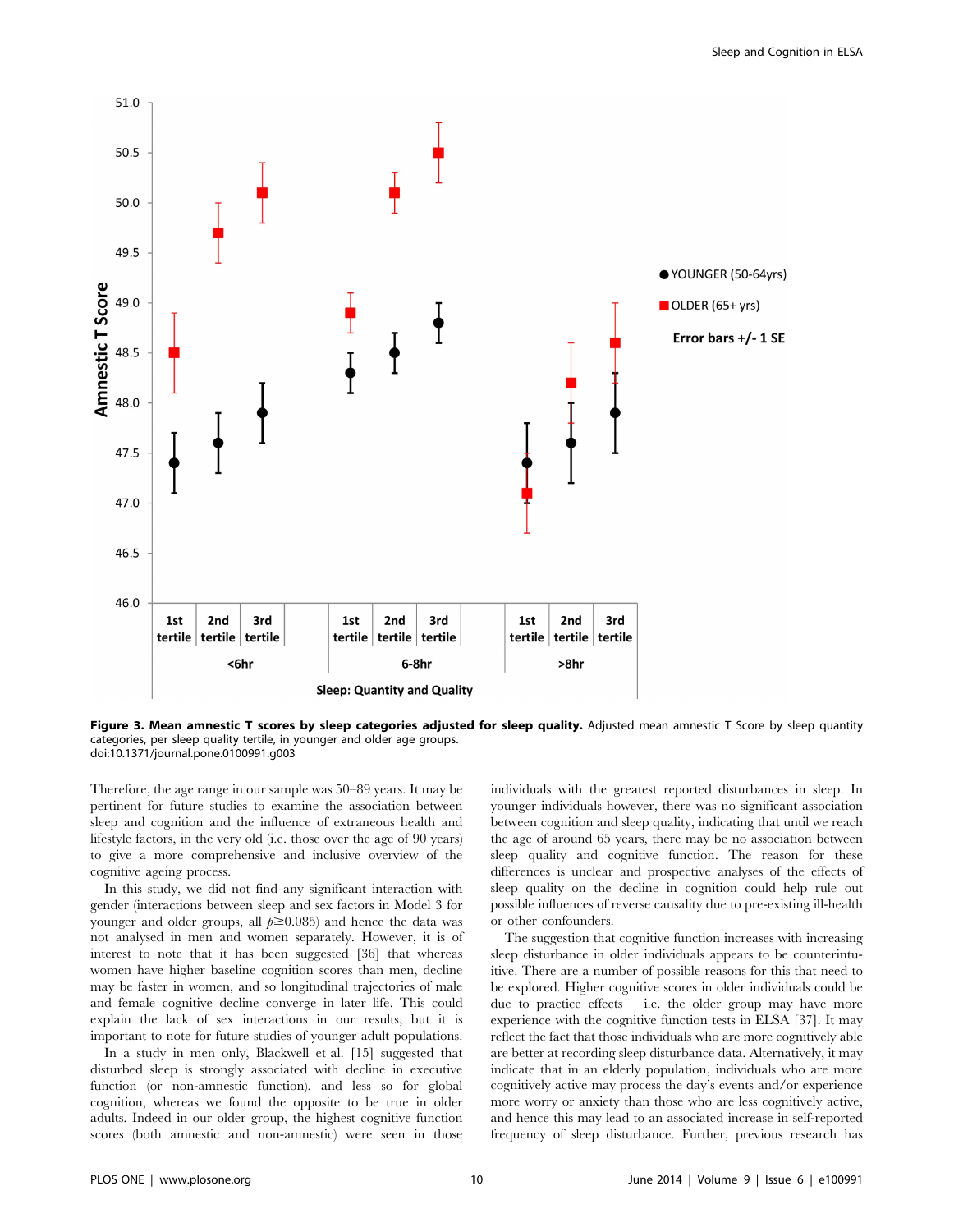**Figure 3. Mean amnestic T scores by sleep categories adjusted for sleep quality.** Adjusted mean amnestic T Score by sleep quantity categories, per sleep quality tertile, in younger and older age groups.
doi:10.1371/journal.pone.0100991.g003

Therefore, the age range in our sample was 50–89 years. It may be pertinent for future studies to examine the association between sleep and cognition and the influence of extraneous health and lifestyle factors, in the very old (i.e. those over the age of 90 years) to give a more comprehensive and inclusive overview of the cognitive ageing process.

In this study, we did not find any significant interaction with gender (interactions between sleep and sex factors in Model 3 for younger and older groups, all $p \geq 0.085$) and hence the data was not analysed in men and women separately. However, it is of interest to note that it has been suggested [36] that whereas women have higher baseline cognition scores than men, decline may be faster in women, and so longitudinal trajectories of male and female cognitive decline converge in later life. This could explain the lack of sex interactions in our results, but it is important to note for future studies of younger adult populations.

In a study in men only, Blackwell et al. [15] suggested that disturbed sleep is strongly associated with decline in executive function (or non-amnestic function), and less so for global cognition, whereas we found the opposite to be true in older adults. Indeed in our older group, the highest cognitive function scores (both amnestic and non-amnestic) were seen in those individuals with the greatest reported disturbances in sleep. In younger individuals however, there was no significant association between cognition and sleep quality, indicating that until we reach the age of around 65 years, there may be no association between sleep quality and cognitive function. The reason for these differences is unclear and prospective analyses of the effects of sleep quality on the decline in cognition could help rule out possible influences of reverse causality due to pre-existing ill-health or other confounders.

The suggestion that cognitive function increases with increasing sleep disturbance in older individuals appears to be counterintuitive. There are a number of possible reasons for this that need to be explored. Higher cognitive scores in older individuals could be due to practice effects – i.e. the older group may have more experience with the cognitive function tests in ELSA [37]. It may reflect the fact that those individuals who are more cognitively able are better at recording sleep disturbance data. Alternatively, it may indicate that in an elderly population, individuals who are more cognitively active may process the day's events and/or experience more worry or anxiety than those who are less cognitively active, and hence this may lead to an associated increase in self-reported frequency of sleep disturbance. Further, previous research has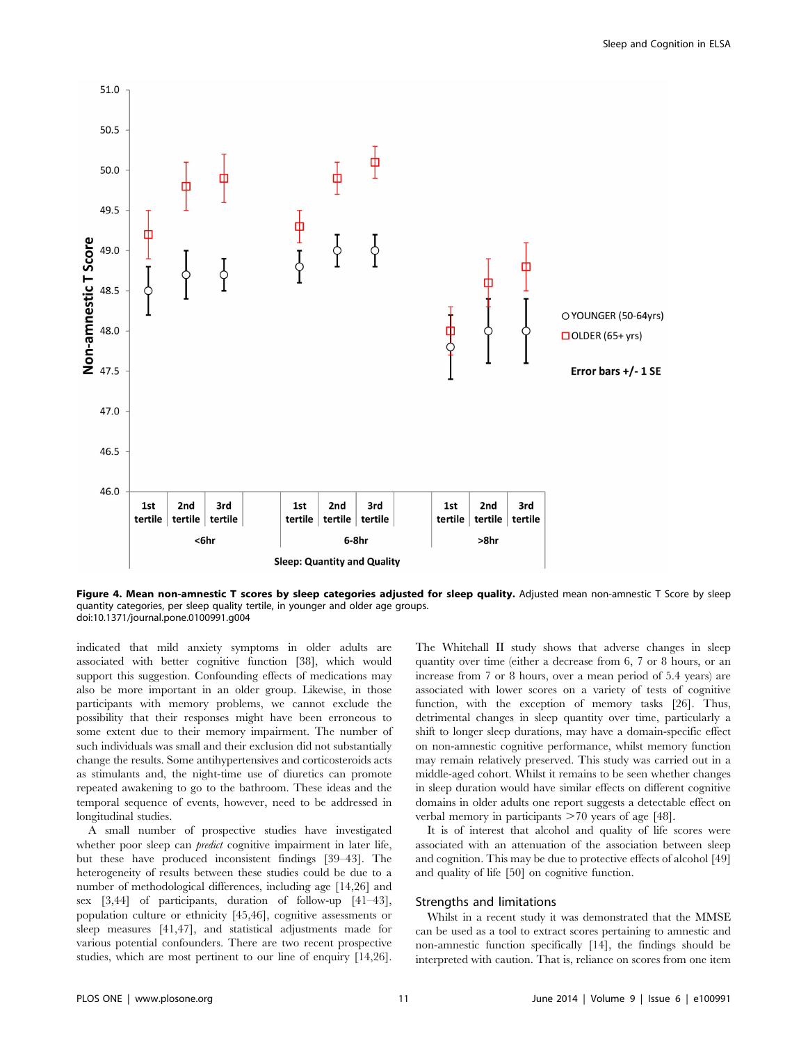**Figure 4. Mean non-amnestic T scores by sleep categories adjusted for sleep quality.** Adjusted mean non-amnestic T Score by sleep quantity categories, per sleep quality tertile, in younger and older age groups.
doi:10.1371/journal.pone.0100991.g004

indicated that mild anxiety symptoms in older adults are associated with better cognitive function [38], which would support this suggestion. Confounding effects of medications may also be more important in an older group. Likewise, in those participants with memory problems, we cannot exclude the possibility that their responses might have been erroneous to some extent due to their memory impairment. The number of such individuals was small and their exclusion did not substantially change the results. Some antihypertensives and corticosteroids acts as stimulants and, the night-time use of diuretics can promote repeated awakening to go to the bathroom. These ideas and the temporal sequence of events, however, need to be addressed in longitudinal studies.

A small number of prospective studies have investigated whether poor sleep can *predict* cognitive impairment in later life, but these have produced inconsistent findings [39–43]. The heterogeneity of results between these studies could be due to a number of methodological differences, including age [14,26] and sex [3,44] of participants, duration of follow-up [41–43], population culture or ethnicity [45,46], cognitive assessments or sleep measures [41,47], and statistical adjustments made for various potential confounders. There are two recent prospective studies, which are most pertinent to our line of enquiry [14,26]. The Whitehall II study shows that adverse changes in sleep quantity over time (either a decrease from 6, 7 or 8 hours, or an increase from 7 or 8 hours, over a mean period of 5.4 years) are associated with lower scores on a variety of tests of cognitive function, with the exception of memory tasks [26]. Thus, detrimental changes in sleep quantity over time, particularly a shift to longer sleep durations, may have a domain-specific effect on non-amnestic cognitive performance, whilst memory function may remain relatively preserved. This study was carried out in a middle-aged cohort. Whilst it remains to be seen whether changes in sleep duration would have similar effects on different cognitive domains in older adults one report suggests a detectable effect on verbal memory in participants >70 years of age [48].

It is of interest that alcohol and quality of life scores were associated with an attenuation of the association between sleep and cognition. This may be due to protective effects of alcohol [49] and quality of life [50] on cognitive function.

## Strengths and limitations

Whilst in a recent study it was demonstrated that the MMSE can be used as a tool to extract scores pertaining to amnestic and non-amnestic function specifically [14], the findings should be interpreted with caution. That is, reliance on scores from one item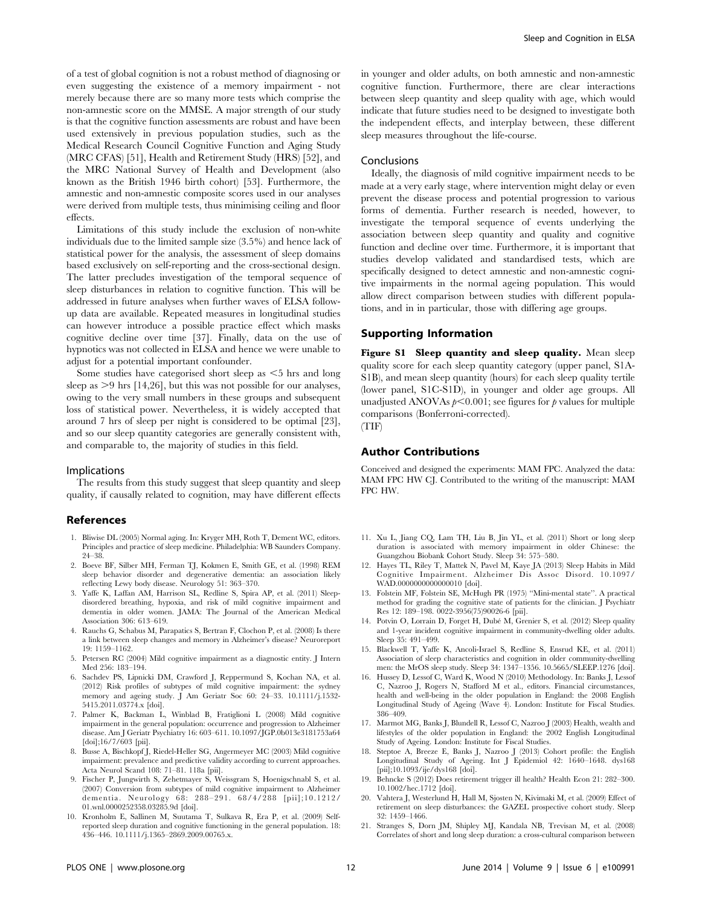of a test of global cognition is not a robust method of diagnosing or even suggesting the existence of a memory impairment - not merely because there are so many more tests which comprise the non-amnestic score on the MMSE. A major strength of our study is that the cognitive function assessments are robust and have been used extensively in previous population studies, such as the Medical Research Council Cognitive Function and Aging Study (MRC CFAS) [51], Health and Retirement Study (HRS) [52], and the MRC National Survey of Health and Development (also known as the British 1946 birth cohort) [53]. Furthermore, the amnestic and non-amnestic composite scores used in our analyses were derived from multiple tests, thus minimising ceiling and floor effects.

Limitations of this study include the exclusion of non-white individuals due to the limited sample size (3.5%) and hence lack of statistical power for the analysis, the assessment of sleep domains based exclusively on self-reporting and the cross-sectional design. The latter precludes investigation of the temporal sequence of sleep disturbances in relation to cognitive function. This will be addressed in future analyses when further waves of ELSA follow-up data are available. Repeated measures in longitudinal studies can however introduce a possible practice effect which masks cognitive decline over time [37]. Finally, data on the use of hypnotics was not collected in ELSA and hence we were unable to adjust for a potential important confounder.

Some studies have categorised short sleep as <5 hrs and long sleep as >9 hrs [14,26], but this was not possible for our analyses, owing to the very small numbers in these groups and subsequent loss of statistical power. Nevertheless, it is widely accepted that around 7 hrs of sleep per night is considered to be optimal [23], and so our sleep quantity categories are generally consistent with, and comparable to, the majority of studies in this field.

### Implications

The results from this study suggest that sleep quantity and sleep quality, if causally related to cognition, may have different effects in younger and older adults, on both amnestic and non-amnestic cognitive function. Furthermore, there are clear interactions between sleep quantity and sleep quality with age, which would indicate that future studies need to be designed to investigate both the independent effects, and interplay between, these different sleep measures throughout the life-course.

### Conclusions

Ideally, the diagnosis of mild cognitive impairment needs to be made at a very early stage, where intervention might delay or even prevent the disease process and potential progression to various forms of dementia. Further research is needed, however, to investigate the temporal sequence of events underlying the association between sleep quantity and quality and cognitive function and decline over time. Furthermore, it is important that studies develop validated and standardised tests, which are specifically designed to detect amnestic and non-amnestic cognitive impairments in the normal ageing population. This would allow direct comparison between studies with different populations, and in in particular, those with differing age groups.

## Supporting Information

**Figure S1 Sleep quantity and sleep quality.** Mean sleep quality score for each sleep quantity category (upper panel, S1A-S1B), and mean sleep quantity (hours) for each sleep quality tertile (lower panel, S1C-S1D), in younger and older age groups. All unadjusted ANOVAs $p<0.001$; see figures for $p$ values for multiple comparisons (Bonferroni-corrected).
(TIF)

## Author Contributions

Conceived and designed the experiments: MAM FPC. Analyzed the data: MAM FPC HW CJ. Contributed to the writing of the manuscript: MAM FPC HW.

## References

1. Bliwise DL (2005) Normal aging. In: Kryger MH, Roth T, Dement WC, editors. Principles and practice of sleep medicine. Philadelphia: WB Saunders Company. 24–38.
2. Boeve BF, Silber MH, Ferman TJ, Kokmen E, Smith GE, et al. (1998) REM sleep behavior disorder and degenerative dementia: an association likely reflecting Lewy body disease. Neurology 51: 363–370.
3. Yaffe K, Laffan AM, Harrison SL, Redline S, Spira AP, et al. (2011) Sleep-disordered breathing, hypoxia, and risk of mild cognitive impairment and dementia in older women. JAMA: The Journal of the American Medical Association 306: 613–619.
4. Rauchs G, Schabus M, Parapatics S, Bertran F, Clochon P, et al. (2008) Is there a link between sleep changes and memory in Alzheimer's disease? Neuroreport 19: 1159–1162.
5. Petersen RC (2004) Mild cognitive impairment as a diagnostic entity. J Intern Med 256: 183–194.
6. Sachdev PS, Lipnicki DM, Crawford J, Reppermund S, Kochan NA, et al. (2012) Risk profiles of subtypes of mild cognitive impairment: the sydney memory and ageing study. J Am Geriatr Soc 60: 24–33. 10.1111/j.1532-5415.2011.03774.x [doi].
7. Palmer K, Backman L, Winblad B, Fratiglioni L (2008) Mild cognitive impairment in the general population: occurrence and progression to Alzheimer disease. Am J Geriatr Psychiatry 16: 603–611. 10.1097/JGP.0b013e3181753a64 [doi];16/7/603 [pii].
8. Busse A, Bischkopf J, Riedel-Heller SG, Angermeyer MC (2003) Mild cognitive impairment: prevalence and predictive validity according to current approaches. Acta Neurol Scand 108: 71–81. 118a [pii].
9. Fischer P, Jungwirth S, Zehetmayer S, Weissgram S, Hoenigschnabl S, et al. (2007) Conversion from subtypes of mild cognitive impairment to Alzheimer dementia. Neurology 68: 288–291. 68/4/288 [pii];10.1212/01.wnl.0000252358.03285.9d [doi].
10. Kronholm E, Sallinen M, Suutama T, Sulkava R, Era P, et al. (2009) Self-reported sleep duration and cognitive functioning in the general population. 18: 436–446. 10.1111/j.1365–2869.2009.00765.x.
11. Xu L, Jiang CQ, Lam TH, Liu B, Jin YL, et al. (2011) Short or long sleep duration is associated with memory impairment in older Chinese: the Guangzhou Biobank Cohort Study. Sleep 34: 575–580.
12. Hayes TL, Riley T, Mattek N, Pavel M, Kaye JA (2013) Sleep Habits in Mild Cognitive Impairment. Alzheimer Dis Assoc Disord. 10.1097/WAD.0000000000000010 [doi].
13. Folstein MF, Folstein SE, McHugh PR (1975) "Mini-mental state". A practical method for grading the cognitive state of patients for the clinician. J Psychiatr Res 12: 189–198. 0022-3956(75)90026-6 [pii].
14. Potvin O, Lorrain D, Forget H, Dubé M, Grenier S, et al. (2012) Sleep quality and 1-year incident cognitive impairment in community-dwelling older adults. Sleep 35: 491–499.
15. Blackwell T, Yaffe K, Ancoli-Israel S, Redline S, Ensrud KE, et al. (2011) Association of sleep characteristics and cognition in older community-dwelling men: the MrOS sleep study. Sleep 34: 1347–1356. 10.5665/SLEEP.1276 [doi].
16. Hussey D, Lessof C, Ward K, Wood N (2010) Methodology. In: Banks J, Lessof C, Nazroo J, Rogers N, Stafford M et al., editors. Financial circumstances, health and well-being in the older population in England: the 2008 English Longitudinal Study of Ageing (Wave 4). London: Institute for Fiscal Studies. 386–409.
17. Marmot MG, Banks J, Blundell R, Lessof C, Nazroo J (2003) Health, wealth and lifestyles of the older population in England: the 2002 English Longitudinal Study of Ageing. London: Institute for Fiscal Studies.
18. Steptoe A, Breeze E, Banks J, Nazroo J (2013) Cohort profile: the English Longitudinal Study of Ageing. Int J Epidemiol 42: 1640–1648. dys168 [pii];10.1093/ije/dys168 [doi].
19. Behncke S (2012) Does retirement trigger ill health? Health Econ 21: 282–300. 10.1002/hec.1712 [doi].
20. Vahtera J, Westerlund H, Hall M, Sjosten N, Kivimaki M, et al. (2009) Effect of retirement on sleep disturbances: the GAZEL prospective cohort study. Sleep 32: 1459–1466.
21. Stranges S, Dorn JM, Shipley MJ, Kandala NB, Trevisan M, et al. (2008) Correlates of short and long sleep duration: a cross-cultural comparison between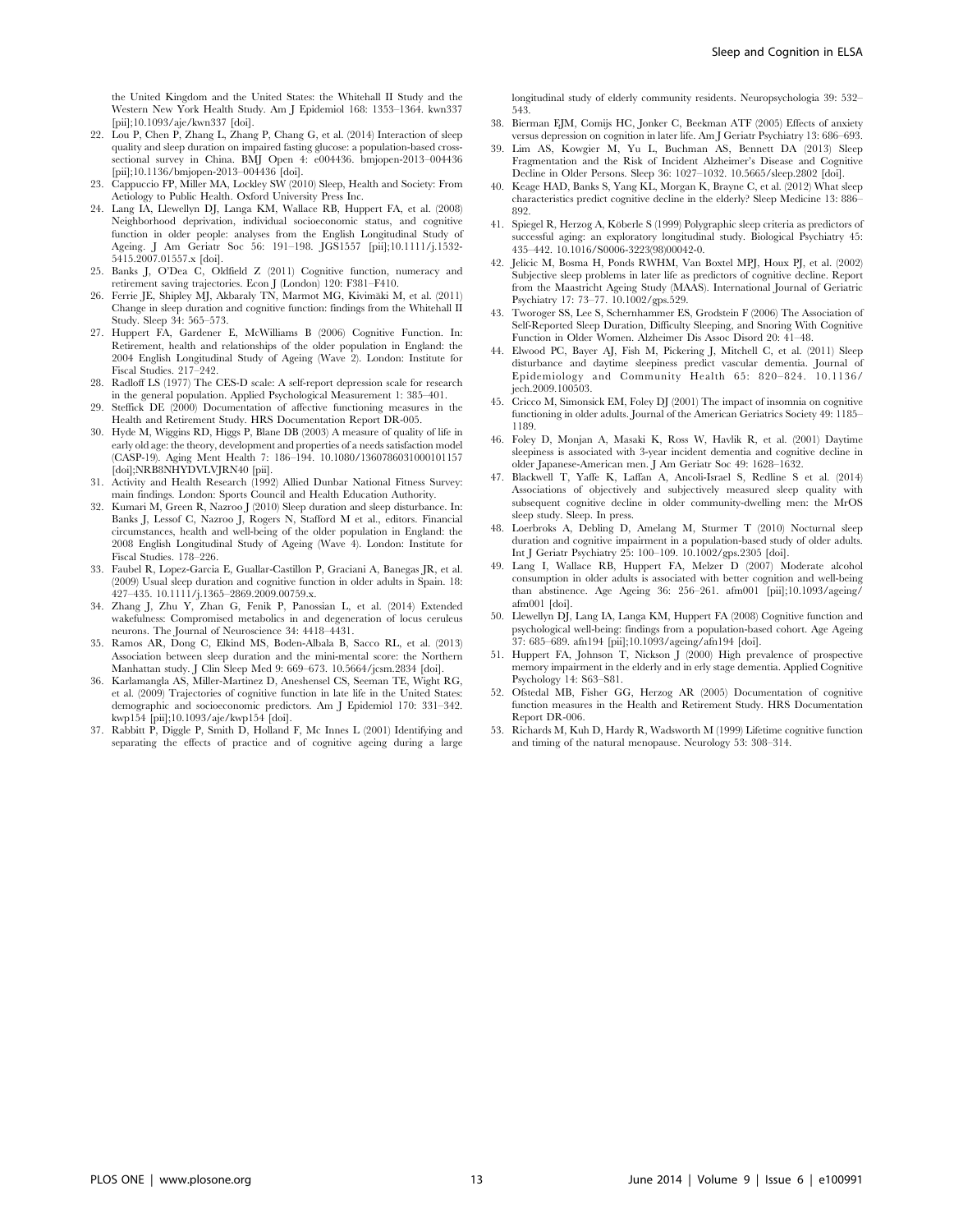the United Kingdom and the United States: the Whitehall II Study and the Western New York Health Study. Am J Epidemiol 168: 1353–1364. kwn337 [pii];10.1093/aje/kwn337 [doi].

22. Lou P, Chen P, Zhang L, Zhang P, Chang G, et al. (2014) Interaction of sleep quality and sleep duration on impaired fasting glucose: a population-based cross-sectional survey in China. BMJ Open 4: e004436. bmjopen-2013–004436 [pii];10.1136/bmjopen-2013–004436 [doi].
23. Cappuccio FP, Miller MA, Lockley SW (2010) Sleep, Health and Society: From Aetiology to Public Health. Oxford University Press Inc.
24. Lang IA, Llewellyn DJ, Langa KM, Wallace RB, Huppert FA, et al. (2008) Neighborhood deprivation, individual socioeconomic status, and cognitive function in older people: analyses from the English Longitudinal Study of Ageing. J Am Geriatr Soc 56: 191–198. JGS1557 [pii];10.1111/j.1532-5415.2007.01557.x [doi].
25. Banks J, O'Dea C, Oldfield Z (2011) Cognitive function, numeracy and retirement saving trajectories. Econ J (London) 120: F381–F410.
26. Ferrie JE, Shipley MJ, Akbaraly TN, Marmot MG, Kivimäki M, et al. (2011) Change in sleep duration and cognitive function: findings from the Whitehall II Study. Sleep 34: 565–573.
27. Huppert FA, Gardener E, McWilliams B (2006) Cognitive Function. In: Retirement, health and relationships of the older population in England: the 2004 English Longitudinal Study of Ageing (Wave 2). London: Institute for Fiscal Studies. 217–242.
28. Radloff LS (1977) The CES-D scale: A self-report depression scale for research in the general population. Applied Psychological Measurement 1: 385–401.
29. Steffick DE (2000) Documentation of affective functioning measures in the Health and Retirement Study. HRS Documentation Report DR-005.
30. Hyde M, Wiggins RD, Higgs P, Blane DB (2003) A measure of quality of life in early old age: the theory, development and properties of a needs satisfaction model (CASP-19). Aging Ment Health 7: 186–194. 10.1080/1360786031000101157 [doi];NRB8NHYDVLVJRN40 [pii].
31. Activity and Health Research (1992) Allied Dunbar National Fitness Survey: main findings. London: Sports Council and Health Education Authority.
32. Kumari M, Green R, Nazroo J (2010) Sleep duration and sleep disturbance. In: Banks J, Lessof C, Nazroo J, Rogers N, Stafford M et al., editors. Financial circumstances, health and well-being of the older population in England: the 2008 English Longitudinal Study of Ageing (Wave 4). London: Institute for Fiscal Studies. 178–226.
33. Faubel R, Lopez-Garcia E, Guallar-Castillon P, Graciani A, Banegas JR, et al. (2009) Usual sleep duration and cognitive function in older adults in Spain. 18: 427–435. 10.1111/j.1365–2869.2009.00759.x.
34. Zhang J, Zhu Y, Zhan G, Fenik P, Panossian L, et al. (2014) Extended wakefulness: Compromised metabolics in and degeneration of locus ceruleus neurons. The Journal of Neuroscience 34: 4418–4431.
35. Ramos AR, Dong C, Elkind MS, Boden-Albala B, Sacco RL, et al. (2013) Association between sleep duration and the mini-mental score: the Northern Manhattan study. J Clin Sleep Med 9: 669–673. 10.5664/jcsm.2834 [doi].
36. Karlamangla AS, Miller-Martinez D, Aneshensel CS, Seeman TE, Wight RG, et al. (2009) Trajectories of cognitive function in late life in the United States: demographic and socioeconomic predictors. Am J Epidemiol 170: 331–342. kwp154 [pii];10.1093/aje/kwp154 [doi].
37. Rabbitt P, Diggle P, Smith D, Holland F, Mc Innes L (2001) Identifying and separating the effects of practice and of cognitive ageing during a large longitudinal study of elderly community residents. Neuropsychologia 39: 532–543.
38. Bierman EJM, Comijs HC, Jonker C, Beekman ATF (2005) Effects of anxiety versus depression on cognition in later life. Am J Geriatr Psychiatry 13: 686–693.
39. Lim AS, Kowgier M, Yu L, Buchman AS, Bennett DA (2013) Sleep Fragmentation and the Risk of Incident Alzheimer's Disease and Cognitive Decline in Older Persons. Sleep 36: 1027–1032. 10.5665/sleep.2802 [doi].
40. Keage HAD, Banks S, Yang KL, Morgan K, Brayne C, et al. (2012) What sleep characteristics predict cognitive decline in the elderly? Sleep Medicine 13: 886–892.
41. Spiegel R, Herzog A, Köberle S (1999) Polygraphic sleep criteria as predictors of successful aging: an exploratory longitudinal study. Biological Psychiatry 45: 435–442. 10.1016/S0006-3223(98)00042-0.
42. Jelicic M, Bosma H, Ponds RWHM, Van Boxtel MPJ, Houx PJ, et al. (2002) Subjective sleep problems in later life as predictors of cognitive decline. Report from the Maastricht Ageing Study (MAAS). International Journal of Geriatric Psychiatry 17: 73–77. 10.1002/gps.529.
43. Tworoger SS, Lee S, Schernhammer ES, Grodstein F (2006) The Association of Self-Reported Sleep Duration, Difficulty Sleeping, and Snoring With Cognitive Function in Older Women. Alzheimer Dis Assoc Disord 20: 41–48.
44. Elwood PC, Bayer AJ, Fish M, Pickering J, Mitchell C, et al. (2011) Sleep disturbance and daytime sleepiness predict vascular dementia. Journal of Epidemiology and Community Health 65: 820–824. 10.1136/jech.2009.100503.
45. Cricco M, Simonsick EM, Foley DJ (2001) The impact of insomnia on cognitive functioning in older adults. Journal of the American Geriatrics Society 49: 1185–1189.
46. Foley D, Monjan A, Masaki K, Ross W, Havlik R, et al. (2001) Daytime sleepiness is associated with 3-year incident dementia and cognitive decline in older Japanese-American men. J Am Geriatr Soc 49: 1628–1632.
47. Blackwell T, Yaffe K, Laffan A, Ancoli-Israel S, Redline S et al. (2014) Associations of objectively and subjectively measured sleep quality with subsequent cognitive decline in older community-dwelling men: the MrOS sleep study. Sleep. In press.
48. Loerbroks A, Debling D, Amelang M, Sturmer T (2010) Nocturnal sleep duration and cognitive impairment in a population-based study of older adults. Int J Geriatr Psychiatry 25: 100–109. 10.1002/gps.2305 [doi].
49. Lang I, Wallace RB, Huppert FA, Melzer D (2007) Moderate alcohol consumption in older adults is associated with better cognition and well-being than abstinence. Age Ageing 36: 256–261. afm001 [pii];10.1093/ageing/afm001 [doi].
50. Llewellyn DJ, Lang IA, Langa KM, Huppert FA (2008) Cognitive function and psychological well-being: findings from a population-based cohort. Age Ageing 37: 685–689. afn194 [pii];10.1093/ageing/afn194 [doi].
51. Huppert FA, Johnson T, Nickson J (2000) High prevalence of prospective memory impairment in the elderly and in erly stage dementia. Applied Cognitive Psychology 14: S63–S81.
52. Ofstedal MB, Fisher GG, Herzog AR (2005) Documentation of cognitive function measures in the Health and Retirement Study. HRS Documentation Report DR-006.
53. Richards M, Kuh D, Hardy R, Wadsworth M (1999) Lifetime cognitive function and timing of the natural menopause. Neurology 53: 308–314.